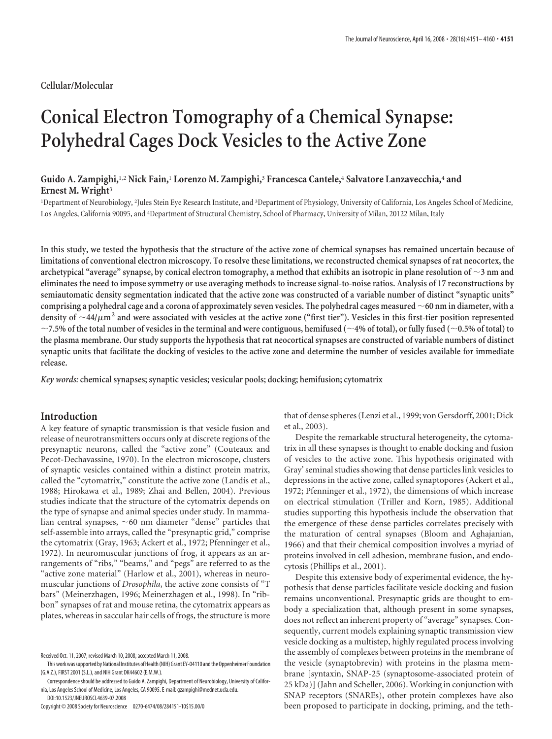Cellular/Molecular

# Conical Electron Tomography of a Chemical Synapse: Polyhedral Cages Dock Vesicles to the Active Zone

**Guido A. Zampighi,[1,2] Nick Fain,[1] Lorenzo M. Zampighi,[3] Francesca Cantele,[4] Salvatore Lanzavecchia,[4] and Ernest M. Wright[3]**

[1]Department of Neurobiology, [2]Jules Stein Eye Research Institute, and [3]Department of Physiology, University of California, Los Angeles School of Medicine, Los Angeles, California 90095, and [4]Department of Structural Chemistry, School of Pharmacy, University of Milan, 20122 Milan, Italy

**In this study, we tested the hypothesis that the structure of the active zone of chemical synapses has remained uncertain because of limitations of conventional electron microscopy. To resolve these limitations, we reconstructed chemical synapses of rat neocortex, the archetypical "average" synapse, by conical electron tomography, a method that exhibits an isotropic in plane resolution of ~3 nm and eliminates the need to impose symmetry or use averaging methods to increase signal-to-noise ratios. Analysis of 17 reconstructions by semiautomatic density segmentation indicated that the active zone was constructed of a variable number of distinct "synaptic units" comprising a polyhedral cage and a corona of approximately seven vesicles. The polyhedral cages measured ~60 nm in diameter, with a density of ~44/$\mu$m$^2$ and were associated with vesicles at the active zone ("first tier"). Vesicles in this first-tier position represented ~7.5% of the total number of vesicles in the terminal and were contiguous, hemifused (~4% of total), or fully fused (~0.5% of total) to the plasma membrane. Our study supports the hypothesis that rat neocortical synapses are constructed of variable numbers of distinct synaptic units that facilitate the docking of vesicles to the active zone and determine the number of vesicles available for immediate release.**

***Key words:*** **chemical synapses; synaptic vesicles; vesicular pools; docking; hemifusion; cytomatrix**

## Introduction

A key feature of synaptic transmission is that vesicle fusion and release of neurotransmitters occurs only at discrete regions of the presynaptic neurons, called the "active zone" (Couteaux and Pecot-Dechavassine, 1970). In the electron microscope, clusters of synaptic vesicles contained within a distinct protein matrix, called the "cytomatrix," constitute the active zone (Landis et al., 1988; Hirokawa et al., 1989; Zhai and Bellen, 2004). Previous studies indicate that the structure of the cytomatrix depends on the type of synapse and animal species under study. In mammalian central synapses, ~60 nm diameter "dense" particles that self-assemble into arrays, called the "presynaptic grid," comprise the cytomatrix (Gray, 1963; Ackert et al., 1972; Pfenninger et al., 1972). In neuromuscular junctions of frog, it appears as an arrangements of "ribs," "beams," and "pegs" are referred to as the "active zone material" (Harlow et al., 2001), whereas in neuromuscular junctions of *Drosophila*, the active zone consists of "T bars" (Meinerzhagen, 1996; Meinerzhagen et al., 1998). In "ribbon" synapses of rat and mouse retina, the cytomatrix appears as plates, whereas in saccular hair cells of frogs, the structure is more that of dense spheres (Lenzi et al., 1999; von Gersdorff, 2001; Dick et al., 2003).

Despite the remarkable structural heterogeneity, the cytomatrix in all these synapses is thought to enable docking and fusion of vesicles to the active zone. This hypothesis originated with Gray' seminal studies showing that dense particles link vesicles to depressions in the active zone, called synaptopores (Ackert et al., 1972; Pfenninger et al., 1972), the dimensions of which increase on electrical stimulation (Triller and Korn, 1985). Additional studies supporting this hypothesis include the observation that the emergence of these dense particles correlates precisely with the maturation of central synapses (Bloom and Aghajanian, 1966) and that their chemical composition involves a myriad of proteins involved in cell adhesion, membrane fusion, and endocytosis (Phillips et al., 2001).

Despite this extensive body of experimental evidence, the hypothesis that dense particles facilitate vesicle docking and fusion remains unconventional. Presynaptic grids are thought to embody a specialization that, although present in some synapses, does not reflect an inherent property of "average" synapses. Consequently, current models explaining synaptic transmission view vesicle docking as a multistep, highly regulated process involving the assembly of complexes between proteins in the membrane of the vesicle (synaptobrevin) with proteins in the plasma membrane [syntaxin, SNAP-25 (synaptosome-associated protein of 25 kDa)] (Jahn and Scheller, 2006). Working in conjunction with SNAP receptors (SNAREs), other protein complexes have also been proposed to participate in docking, priming, and the teth-

Received Oct. 11, 2007; revised March 10, 2008; accepted March 11, 2008.

This work was supported by National Institutes of Health (NIH) Grant EY-04110 and the Oppenheimer Foundation (G.A.Z.), FIRST 2001 (S.L.), and NIH Grant DK44602 (E.M.W.).

Correspondence should be addressed to Guido A. Zampighi, Department of Neurobiology, University of California, Los Angeles School of Medicine, Los Angeles, CA 90095. E-mail: gzampighi@mednet.ucla.edu.

DOI:10.1523/JNEUROSCI.4639-07.2008

Copyright © 2008 Society for Neuroscience 0270-6474/08/284151-10$15.00/0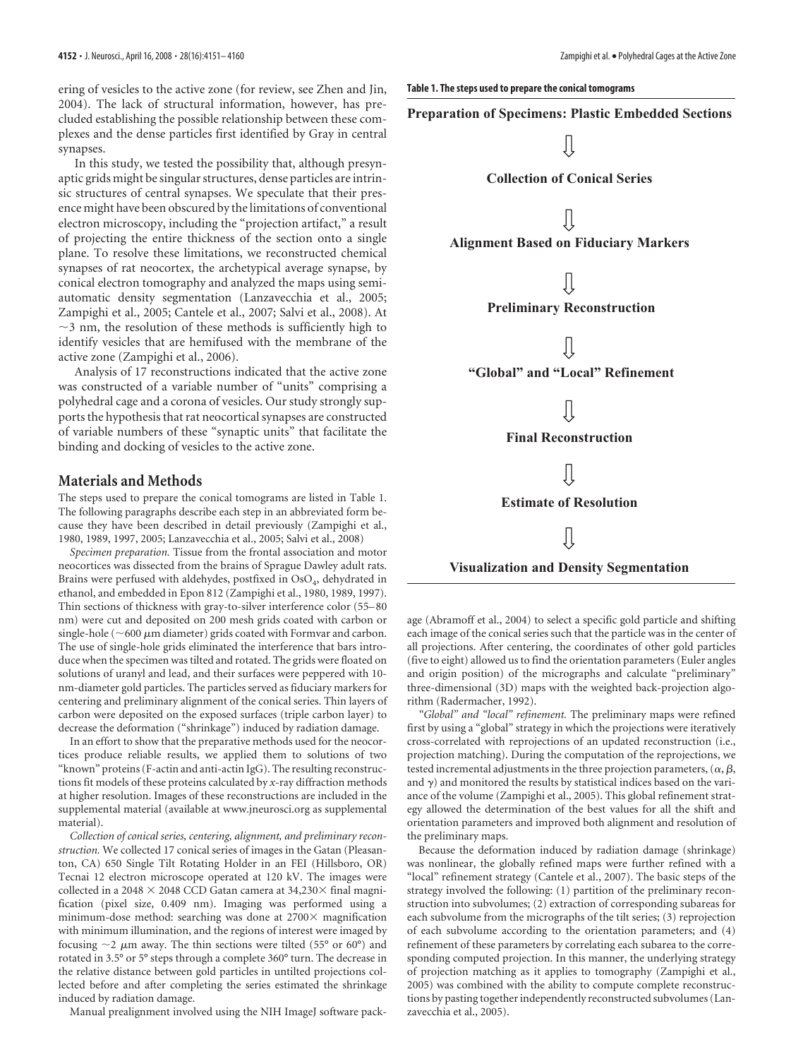ering of vesicles to the active zone (for review, see Zhen and Jin, 2004). The lack of structural information, however, has precluded establishing the possible relationship between these complexes and the dense particles first identified by Gray in central synapses.

In this study, we tested the possibility that, although presynaptic grids might be singular structures, dense particles are intrinsic structures of central synapses. We speculate that their presence might have been obscured by the limitations of conventional electron microscopy, including the "projection artifact," a result of projecting the entire thickness of the section onto a single plane. To resolve these limitations, we reconstructed chemical synapses of rat neocortex, the archetypical average synapse, by conical electron tomography and analyzed the maps using semiautomatic density segmentation (Lanzavecchia et al., 2005; Zampighi et al., 2005; Cantele et al., 2007; Salvi et al., 2008). At ~3 nm, the resolution of these methods is sufficiently high to identify vesicles that are hemifused with the membrane of the active zone (Zampighi et al., 2006).

Analysis of 17 reconstructions indicated that the active zone was constructed of a variable number of "units" comprising a polyhedral cage and a corona of vesicles. Our study strongly supports the hypothesis that rat neocortical synapses are constructed of variable numbers of these "synaptic units" that facilitate the binding and docking of vesicles to the active zone.

## Materials and Methods

The steps used to prepare the conical tomograms are listed in Table 1. The following paragraphs describe each step in an abbreviated form because they have been described in detail previously (Zampighi et al., 1980, 1989, 1997, 2005; Lanzavecchia et al., 2005; Salvi et al., 2008)

*Specimen preparation.* Tissue from the frontal association and motor neocortices was dissected from the brains of Sprague Dawley adult rats. Brains were perfused with aldehydes, postfixed in $OsO_4$, dehydrated in ethanol, and embedded in Epon 812 (Zampighi et al., 1980, 1989, 1997). Thin sections of thickness with gray-to-silver interference color (55–80 nm) were cut and deposited on 200 mesh grids coated with carbon or single-hole (~600 $\mu$m diameter) grids coated with Formvar and carbon. The use of single-hole grids eliminated the interference that bars introduce when the specimen was tilted and rotated. The grids were floated on solutions of uranyl and lead, and their surfaces were peppered with 10-nm-diameter gold particles. The particles served as fiduciary markers for centering and preliminary alignment of the conical series. Thin layers of carbon were deposited on the exposed surfaces (triple carbon layer) to decrease the deformation ("shrinkage") induced by radiation damage.

In an effort to show that the preparative methods used for the neocortices produce reliable results, we applied them to solutions of two "known" proteins (F-actin and anti-actin IgG). The resulting reconstructions fit models of these proteins calculated by *x*-ray diffraction methods at higher resolution. Images of these reconstructions are included in the supplemental material (available at www.jneurosci.org as supplemental material).

*Collection of conical series, centering, alignment, and preliminary reconstruction.* We collected 17 conical series of images in the Gatan (Pleasanton, CA) 650 Single Tilt Rotating Holder in an FEI (Hillsboro, OR) Tecnai 12 electron microscope operated at 120 kV. The images were collected in a 2048 × 2048 CCD Gatan camera at 34,230× final magnification (pixel size, 0.409 nm). Imaging was performed using a minimum-dose method: searching was done at 2700× magnification with minimum illumination, and the regions of interest were imaged by focusing ~2 $\mu$m away. The thin sections were tilted (55° or 60°) and rotated in 3.5° or 5° steps through a complete 360° turn. The decrease in the relative distance between gold particles in untilted projections collected before and after completing the series estimated the shrinkage induced by radiation damage.

Manual prealignment involved using the NIH ImageJ software package (Abramoff et al., 2004) to select a specific gold particle and shifting each image of the conical series such that the particle was in the center of all projections. After centering, the coordinates of other gold particles (five to eight) allowed us to find the orientation parameters (Euler angles and origin position) of the micrographs and calculate "preliminary" three-dimensional (3D) maps with the weighted back-projection algorithm (Radermacher, 1992).

*"Global" and "local" refinement.* The preliminary maps were refined first by using a "global" strategy in which the projections were iteratively cross-correlated with reprojections of an updated reconstruction (i.e., projection matching). During the computation of the reprojections, we tested incremental adjustments in the three projection parameters, ($\alpha$, $\beta$, and $\gamma$) and monitored the results by statistical indices based on the variance of the volume (Zampighi et al., 2005). This global refinement strategy allowed the determination of the best values for all the shift and orientation parameters and improved both alignment and resolution of the preliminary maps.

Because the deformation induced by radiation damage (shrinkage) was nonlinear, the globally refined maps were further refined with a "local" refinement strategy (Cantele et al., 2007). The basic steps of the strategy involved the following: (1) partition of the preliminary reconstruction into subvolumes; (2) extraction of corresponding subareas for each subvolume from the micrographs of the tilt series; (3) reprojection of each subvolume according to the orientation parameters; and (4) refinement of these parameters by correlating each subarea to the corresponding computed projection. In this manner, the underlying strategy of projection matching as it applies to tomography (Zampighi et al., 2005) was combined with the ability to compute complete reconstructions by pasting together independently reconstructed subvolumes (Lanzavecchia et al., 2005).

**Table 1. The steps used to prepare the conical tomograms**

| Steps |
|---|
| **Preparation of Specimens: Plastic Embedded Sections** |
| ⇓ |
| **Collection of Conical Series** |
| ⇓ |
| **Alignment Based on Fiduciary Markers** |
| ⇓ |
| **Preliminary Reconstruction** |
| ⇓ |
| **"Global" and "Local" Refinement** |
| ⇓ |
| **Final Reconstruction** |
| ⇓ |
| **Estimate of Resolution** |
| ⇓ |
| **Visualization and Density Segmentation** |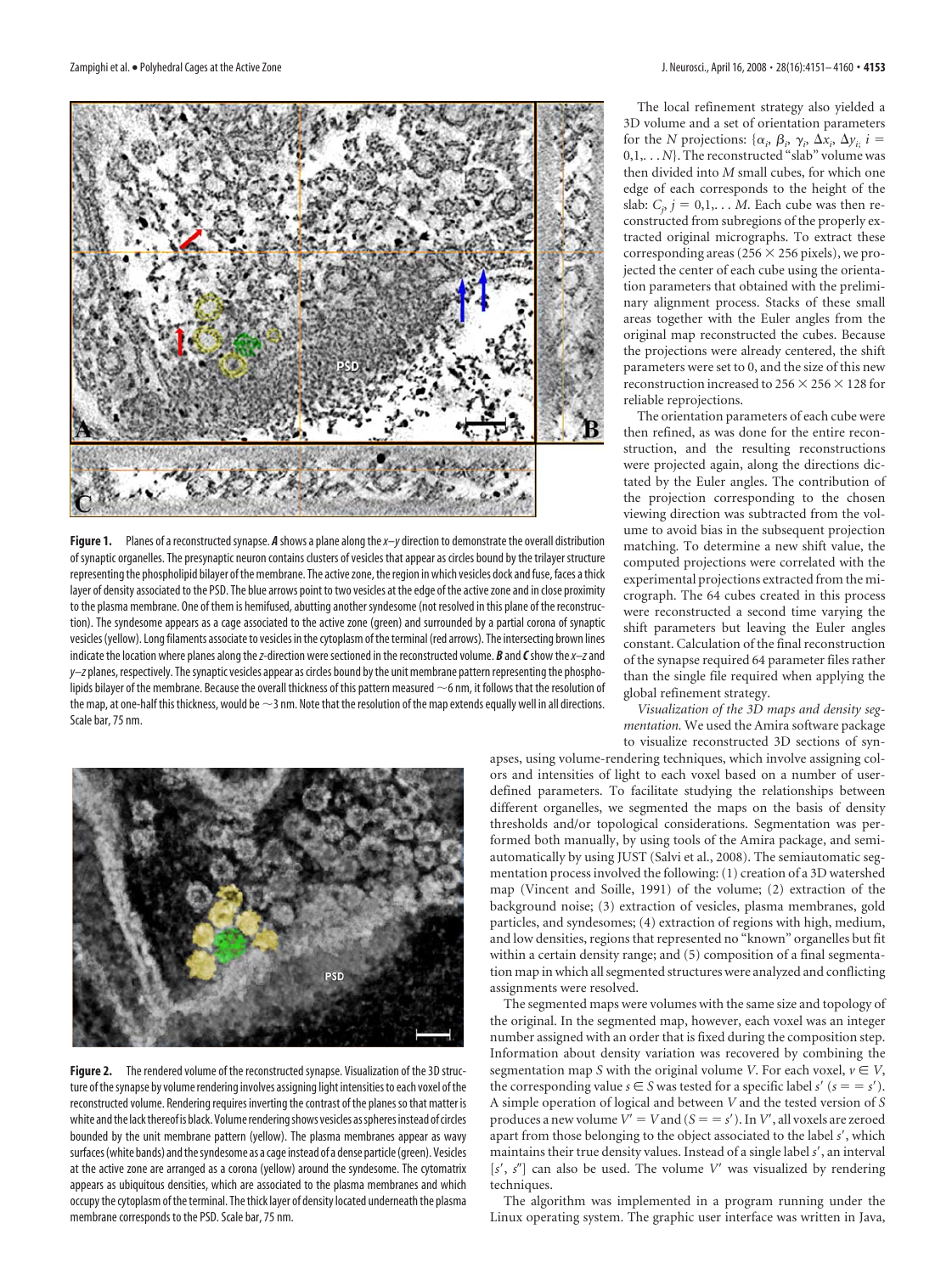**Figure 1.** Planes of a reconstructed synapse. ***A*** shows a plane along the *x*–*y* direction to demonstrate the overall distribution of synaptic organelles. The presynaptic neuron contains clusters of vesicles that appear as circles bound by the trilayer structure representing the phospholipid bilayer of the membrane. The active zone, the region in which vesicles dock and fuse, faces a thick layer of density associated to the PSD. The blue arrows point to two vesicles at the edge of the active zone and in close proximity to the plasma membrane. One of them is hemifused, abutting another syndesome (not resolved in this plane of the reconstruction). The syndesome appears as a cage associated to the active zone (green) and surrounded by a partial corona of synaptic vesicles (yellow). Long filaments associate to vesicles in the cytoplasm of the terminal (red arrows). The intersecting brown lines indicate the location where planes along the *z*-direction were sectioned in the reconstructed volume. ***B*** and ***C*** show the *x*–*z* and *y*–*z* planes, respectively. The synaptic vesicles appear as circles bound by the unit membrane pattern representing the phospholipids bilayer of the membrane. Because the overall thickness of this pattern measured ~6 nm, it follows that the resolution of the map, at one-half this thickness, would be ~3 nm. Note that the resolution of the map extends equally well in all directions. Scale bar, 75 nm.

**Figure 2.** The rendered volume of the reconstructed synapse. Visualization of the 3D structure of the synapse by volume rendering involves assigning light intensities to each voxel of the reconstructed volume. Rendering requires inverting the contrast of the planes so that matter is white and the lack thereof is black. Volume rendering shows vesicles as spheres instead of circles bounded by the unit membrane pattern (yellow). The plasma membranes appear as wavy surfaces (white bands) and the syndesome as a cage instead of a dense particle (green). Vesicles at the active zone are arranged as a corona (yellow) around the syndesome. The cytomatrix appears as ubiquitous densities, which are associated to the plasma membranes and which occupy the cytoplasm of the terminal. The thick layer of density located underneath the plasma membrane corresponds to the PSD. Scale bar, 75 nm.

The local refinement strategy also yielded a 3D volume and a set of orientation parameters for the *N* projections: $\{\alpha_i, \beta_i, \gamma_i, \Delta x_i, \Delta y_i;\ i = 0,1,\ldots N\}$. The reconstructed "slab" volume was then divided into *M* small cubes, for which one edge of each corresponds to the height of the slab: $C_j$, $j = 0,1,\ldots M$. Each cube was then reconstructed from subregions of the properly extracted original micrographs. To extract these corresponding areas ($256 \times 256$ pixels), we projected the center of each cube using the orientation parameters that obtained with the preliminary alignment process. Stacks of these small areas together with the Euler angles from the original map reconstructed the cubes. Because the projections were already centered, the shift parameters were set to 0, and the size of this new reconstruction increased to $256 \times 256 \times 128$ for reliable reprojections.

The orientation parameters of each cube were then refined, as was done for the entire reconstruction, and the resulting reconstructions were projected again, along the directions dictated by the Euler angles. The contribution of the projection corresponding to the chosen viewing direction was subtracted from the volume to avoid bias in the subsequent projection matching. To determine a new shift value, the computed projections were correlated with the experimental projections extracted from the micrograph. The 64 cubes created in this process were reconstructed a second time varying the shift parameters but leaving the Euler angles constant. Calculation of the final reconstruction of the synapse required 64 parameter files rather than the single file required when applying the global refinement strategy.

*Visualization of the 3D maps and density segmentation.* We used the Amira software package to visualize reconstructed 3D sections of synapses, using volume-rendering techniques, which involve assigning colors and intensities of light to each voxel based on a number of user-defined parameters. To facilitate studying the relationships between different organelles, we segmented the maps on the basis of density thresholds and/or topological considerations. Segmentation was performed both manually, by using tools of the Amira package, and semiautomatically by using JUST (Salvi et al., 2008). The semiautomatic segmentation process involved the following: (1) creation of a 3D watershed map (Vincent and Soille, 1991) of the volume; (2) extraction of the background noise; (3) extraction of vesicles, plasma membranes, gold particles, and syndesomes; (4) extraction of regions with high, medium, and low densities, regions that represented no "known" organelles but fit within a certain density range; and (5) composition of a final segmentation map in which all segmented structures were analyzed and conflicting assignments were resolved.

The segmented maps were volumes with the same size and topology of the original. In the segmented map, however, each voxel was an integer number assigned with an order that is fixed during the composition step. Information about density variation was recovered by combining the segmentation map *S* with the original volume *V*. For each voxel, $v \in V$, the corresponding value $s \in S$ was tested for a specific label $s'$ ($s == s'$). A simple operation of logical and between *V* and the tested version of *S* produces a new volume $V' = V$ and ($S == s'$). In $V'$, all voxels are zeroed apart from those belonging to the object associated to the label $s'$, which maintains their true density values. Instead of a single label $s'$, an interval $[s', s'']$ can also be used. The volume $V'$ was visualized by rendering techniques.

The algorithm was implemented in a program running under the Linux operating system. The graphic user interface was written in Java,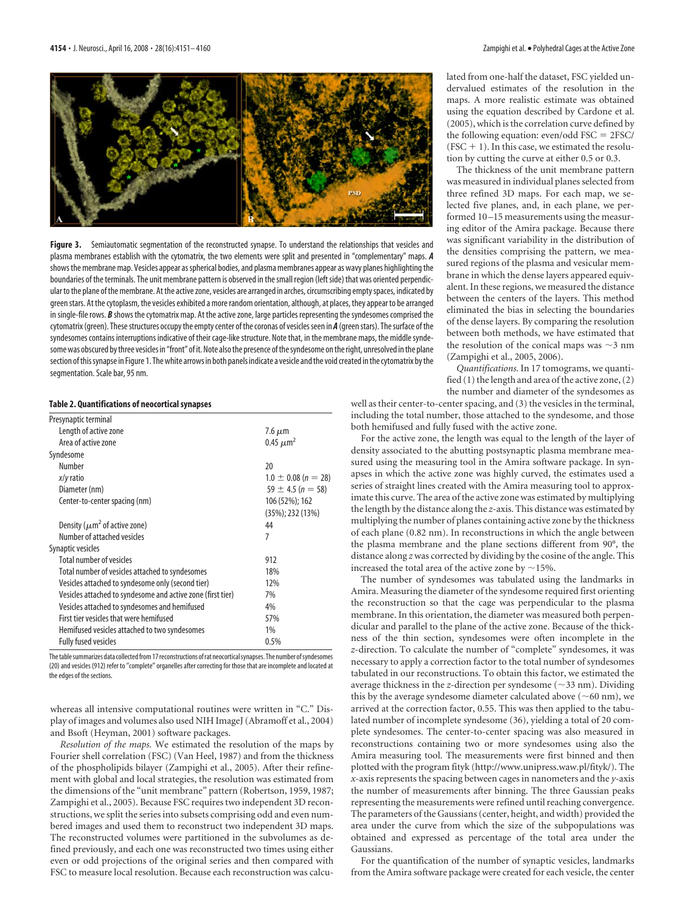**Figure 3.** Semiautomatic segmentation of the reconstructed synapse. To understand the relationships that vesicles and plasma membranes establish with the cytomatrix, the two elements were split and presented in "complementary" maps. ***A*** shows the membrane map. Vesicles appear as spherical bodies, and plasma membranes appear as wavy planes highlighting the boundaries of the terminals. The unit membrane pattern is observed in the small region (left side) that was oriented perpendicular to the plane of the membrane. At the active zone, vesicles are arranged in arches, circumscribing empty spaces, indicated by green stars. At the cytoplasm, the vesicles exhibited a more random orientation, although, at places, they appear to be arranged in single-file rows. ***B*** shows the cytomatrix map. At the active zone, large particles representing the syndesomes comprised the cytomatrix (green). These structures occupy the empty center of the coronas of vesicles seen in ***A*** (green stars). The surface of the syndesomes contains interruptions indicative of their cage-like structure. Note that, in the membrane maps, the middle syndesome was obscured by three vesicles in "front" of it. Note also the presence of the syndesome on the right, unresolved in the plane section of this synapse in Figure 1. The white arrows in both panels indicate a vesicle and the void created in the cytomatrix by the segmentation. Scale bar, 95 nm.

**Table 2. Quantifications of neocortical synapses**

| | |
|---|---|
| Presynaptic terminal | |
| Length of active zone | 7.6 $\mu$m |
| Area of active zone | 0.45 $\mu m^2$ |
| Syndesome | |
| Number | 20 |
| *x*/*y* ratio | $1.0 \pm 0.08$ ($n = 28$) |
| Diameter (nm) | $59 \pm 4.5$ ($n = 58$) |
| Center-to-center spacing (nm) | 106 (52%); 162 (35%); 232 (13%) |
| Density ($\mu m^2$ of active zone) | 44 |
| Number of attached vesicles | 7 |
| Synaptic vesicles | |
| Total number of vesicles | 912 |
| Total number of vesicles attached to syndesomes | 18% |
| Vesicles attached to syndesome only (second tier) | 12% |
| Vesicles attached to syndesome and active zone (first tier) | 7% |
| Vesicles attached to syndesomes and hemifused | 4% |
| First tier vesicles that were hemifused | 57% |
| Hemifused vesicles attached to two syndesomes | 1% |
| Fully fused vesicles | 0.5% |

The table summarizes data collected from 17 reconstructions of rat neocortical synapses. The number of syndesomes (20) and vesicles (912) refer to "complete" organelles after correcting for those that are incomplete and located at the edges of the sections.

whereas all intensive computational routines were written in "C." Display of images and volumes also used NIH ImageJ (Abramoff et al., 2004) and Bsoft (Heyman, 2001) software packages.

*Resolution of the maps.* We estimated the resolution of the maps by Fourier shell correlation (FSC) (Van Heel, 1987) and from the thickness of the phospholipids bilayer (Zampighi et al., 2005). After their refinement with global and local strategies, the resolution was estimated from the dimensions of the "unit membrane" pattern (Robertson, 1959, 1987; Zampighi et al., 2005). Because FSC requires two independent 3D reconstructions, we split the series into subsets comprising odd and even numbered images and used them to reconstruct two independent 3D maps. The reconstructed volumes were partitioned in the subvolumes as defined previously, and each one was reconstructed two times using either even or odd projections of the original series and then compared with FSC to measure local resolution. Because each reconstruction was calculated from one-half the dataset, FSC yielded undervalued estimates of the resolution in the maps. A more realistic estimate was obtained using the equation described by Cardone et al. (2005), which is the correlation curve defined by the following equation: even/odd FSC = 2FSC/(FSC + 1). In this case, we estimated the resolution by cutting the curve at either 0.5 or 0.3.

The thickness of the unit membrane pattern was measured in individual planes selected from three refined 3D maps. For each map, we selected five planes, and, in each plane, we performed 10–15 measurements using the measuring editor of the Amira package. Because there was significant variability in the distribution of the densities comprising the pattern, we measured regions of the plasma and vesicular membrane in which the dense layers appeared equivalent. In these regions, we measured the distance between the centers of the layers. This method eliminated the bias in selecting the boundaries of the dense layers. By comparing the resolution between both methods, we have estimated that the resolution of the conical maps was ~3 nm (Zampighi et al., 2005, 2006).

*Quantifications.* In 17 tomograms, we quantified (1) the length and area of the active zone, (2) the number and diameter of the syndesomes as well as their center-to-center spacing, and (3) the vesicles in the terminal, including the total number, those attached to the syndesome, and those both hemifused and fully fused with the active zone.

For the active zone, the length was equal to the length of the layer of density associated to the abutting postsynaptic plasma membrane measured using the measuring tool in the Amira software package. In synapses in which the active zone was highly curved, the estimates used a series of straight lines created with the Amira measuring tool to approximate this curve. The area of the active zone was estimated by multiplying the length by the distance along the *z*-axis. This distance was estimated by multiplying the number of planes containing active zone by the thickness of each plane (0.82 nm). In reconstructions in which the angle between the plasma membrane and the plane sections different from 90°, the distance along *z* was corrected by dividing by the cosine of the angle. This increased the total area of the active zone by ~15%.

The number of syndesomes was tabulated using the landmarks in Amira. Measuring the diameter of the syndesome required first orienting the reconstruction so that the cage was perpendicular to the plasma membrane. In this orientation, the diameter was measured both perpendicular and parallel to the plane of the active zone. Because of the thickness of the thin section, syndesomes were often incomplete in the *z*-direction. To calculate the number of "complete" syndesomes, it was necessary to apply a correction factor to the total number of syndesomes tabulated in our reconstructions. To obtain this factor, we estimated the average thickness in the *z*-direction per syndesome (~33 nm). Dividing this by the average syndesome diameter calculated above (~60 nm), we arrived at the correction factor, 0.55. This was then applied to the tabulated number of incomplete syndesome (36), yielding a total of 20 complete syndesomes. The center-to-center spacing was also measured in reconstructions containing two or more syndesomes using also the Amira measuring tool. The measurements were first binned and then plotted with the program fityk (http://www.unipress.waw.pl/fityk/). The *x*-axis represents the spacing between cages in nanometers and the *y*-axis the number of measurements after binning. The three Gaussian peaks representing the measurements were refined until reaching convergence. The parameters of the Gaussians (center, height, and width) provided the area under the curve from which the size of the subpopulations was obtained and expressed as percentage of the total area under the Gaussians.

For the quantification of the number of synaptic vesicles, landmarks from the Amira software package were created for each vesicle, the center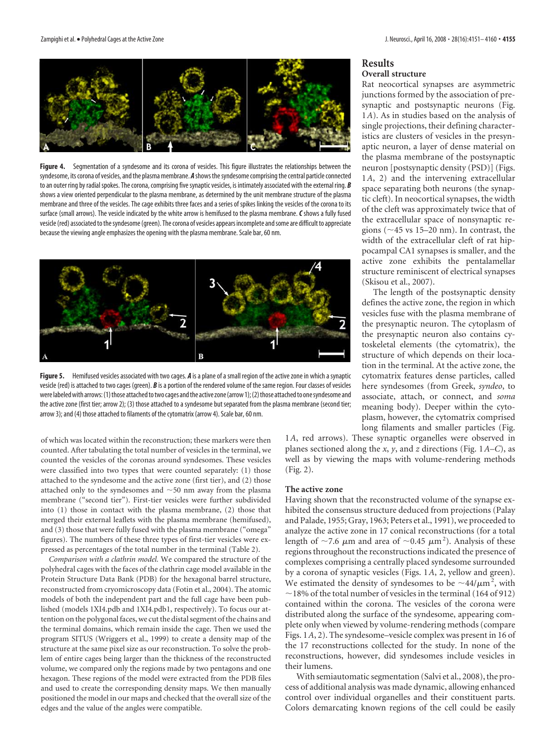**Figure 4.** Segmentation of a syndesome and its corona of vesicles. This figure illustrates the relationships between the syndesome, its corona of vesicles, and the plasma membrane. ***A*** shows the syndesome comprising the central particle connected to an outer ring by radial spokes. The corona, comprising five synaptic vesicles, is intimately associated with the external ring. ***B*** shows a view oriented perpendicular to the plasma membrane, as determined by the unit membrane structure of the plasma membrane and three of the vesicles. The cage exhibits three faces and a series of spikes linking the vesicles of the corona to its surface (small arrows). The vesicle indicated by the white arrow is hemifused to the plasma membrane. ***C*** shows a fully fused vesicle (red) associated to the syndesome (green). The corona of vesicles appears incomplete and some are difficult to appreciate because the viewing angle emphasizes the opening with the plasma membrane. Scale bar, 60 nm.

**Figure 5.** Hemifused vesicles associated with two cages. ***A*** is a plane of a small region of the active zone in which a synaptic vesicle (red) is attached to two cages (green). ***B*** is a portion of the rendered volume of the same region. Four classes of vesicles were labeled with arrows: (1) those attached to two cages and the active zone (arrow 1); (2) those attached to one syndesome and the active zone (first tier; arrow 2); (3) those attached to a syndesome but separated from the plasma membrane (second tier; arrow 3); and (4) those attached to filaments of the cytomatrix (arrow 4). Scale bar, 60 nm.

of which was located within the reconstruction; these markers were then counted. After tabulating the total number of vesicles in the terminal, we counted the vesicles of the coronas around syndesomes. These vesicles were classified into two types that were counted separately: (1) those attached to the syndesome and the active zone (first tier), and (2) those attached only to the syndesomes and ~50 nm away from the plasma membrane ("second tier"). First-tier vesicles were further subdivided into (1) those in contact with the plasma membrane, (2) those that merged their external leaflets with the plasma membrane (hemifused), and (3) those that were fully fused with the plasma membrane ("omega" figures). The numbers of these three types of first-tier vesicles were expressed as percentages of the total number in the terminal (Table 2).

*Comparison with a clathrin model.* We compared the structure of the polyhedral cages with the faces of the clathrin cage model available in the Protein Structure Data Bank (PDB) for the hexagonal barrel structure, reconstructed from cryomicroscopy data (Fotin et al., 2004). The atomic models of both the independent part and the full cage have been published (models 1XI4.pdb and 1XI4.pdb1, respectively). To focus our attention on the polygonal faces, we cut the distal segment of the chains and the terminal domains, which remain inside the cage. Then we used the program SITUS (Wriggers et al., 1999) to create a density map of the structure at the same pixel size as our reconstruction. To solve the problem of entire cages being larger than the thickness of the reconstructed volume, we compared only the regions made by two pentagons and one hexagon. These regions of the model were extracted from the PDB files and used to create the corresponding density maps. We then manually positioned the model in our maps and checked that the overall size of the edges and the value of the angles were compatible.

## Results

### Overall structure

Rat neocortical synapses are asymmetric junctions formed by the association of presynaptic and postsynaptic neurons (Fig. 1*A*). As in studies based on the analysis of single projections, their defining characteristics are clusters of vesicles in the presynaptic neuron, a layer of dense material on the plasma membrane of the postsynaptic neuron [postsynaptic density (PSD)] (Figs. 1*A*, 2) and the intervening extracellular space separating both neurons (the synaptic cleft). In neocortical synapses, the width of the cleft was approximately twice that of the extracellular space of nonsynaptic regions (~45 vs 15–20 nm). In contrast, the width of the extracellular cleft of rat hippocampal CA1 synapses is smaller, and the active zone exhibits the pentalamellar structure reminiscent of electrical synapses (Skisou et al., 2007).

The length of the postsynaptic density defines the active zone, the region in which vesicles fuse with the plasma membrane of the presynaptic neuron. The cytoplasm of the presynaptic neuron also contains cytoskeletal elements (the cytomatrix), the structure of which depends on their location in the terminal. At the active zone, the cytomatrix features dense particles, called here syndesomes (from Greek, *syndeo*, to associate, attach, or connect, and *soma* meaning body). Deeper within the cytoplasm, however, the cytomatrix comprised long filaments and smaller particles (Fig. 1*A*, red arrows). These synaptic organelles were observed in planes sectioned along the *x*, *y*, and *z* directions (Fig. 1*A–C*), as well as by viewing the maps with volume-rendering methods (Fig. 2).

### The active zone

Having shown that the reconstructed volume of the synapse exhibited the consensus structure deduced from projections (Palay and Palade, 1955; Gray, 1963; Peters et al., 1991), we proceeded to analyze the active zone in 17 conical reconstructions (for a total length of ~7.6 μm and area of ~0.45 $\mu m^2$). Analysis of these regions throughout the reconstructions indicated the presence of complexes comprising a centrally placed syndesome surrounded by a corona of synaptic vesicles (Figs. 1*A*, 2, yellow and green). We estimated the density of syndesomes to be ~44/$\mu m^2$, with ~18% of the total number of vesicles in the terminal (164 of 912) contained within the corona. The vesicles of the corona were distributed along the surface of the syndesome, appearing complete only when viewed by volume-rendering methods (compare Figs. 1*A*, 2). The syndesome–vesicle complex was present in 16 of the 17 reconstructions collected for the study. In none of the reconstructions, however, did syndesomes include vesicles in their lumens.

With semiautomatic segmentation (Salvi et al., 2008), the process of additional analysis was made dynamic, allowing enhanced control over individual organelles and their constituent parts. Colors demarcating known regions of the cell could be easily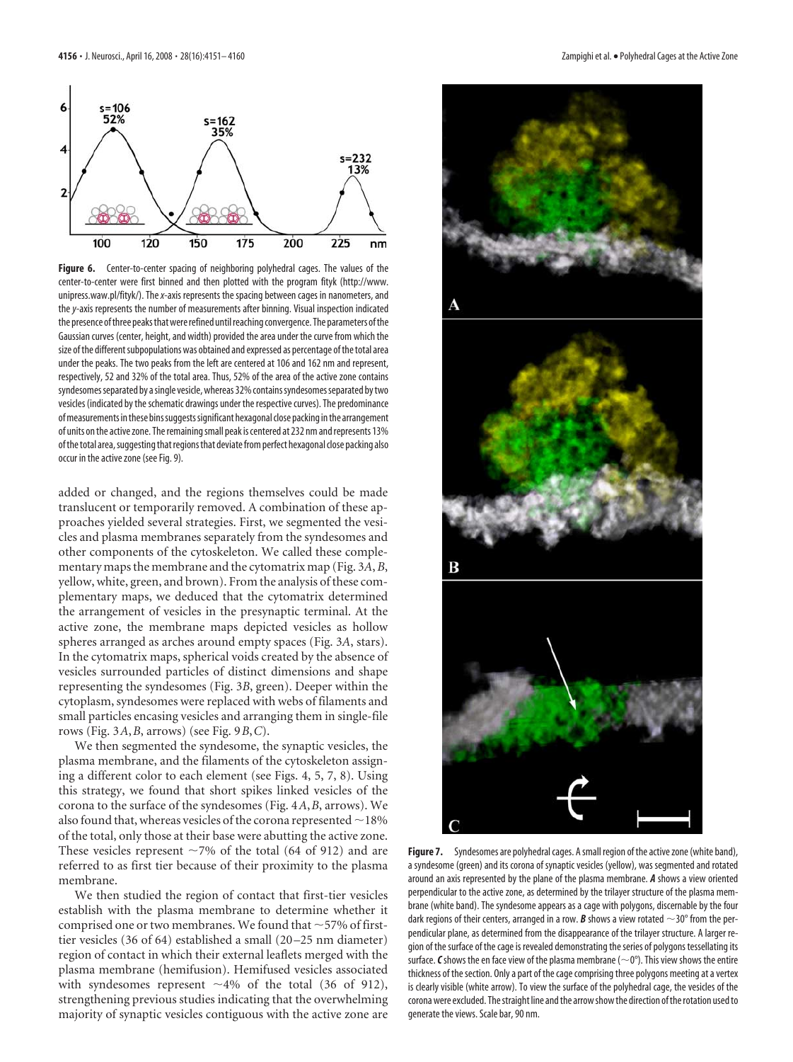**Figure 6.** Center-to-center spacing of neighboring polyhedral cages. The values of the center-to-center were first binned and then plotted with the program fityk (http://www.unipress.waw.pl/fityk/). The x-axis represents the spacing between cages in nanometers, and the y-axis represents the number of measurements after binning. Visual inspection indicated the presence of three peaks that were refined until reaching convergence. The parameters of the Gaussian curves (center, height, and width) provided the area under the curve from which the size of the different subpopulations was obtained and expressed as percentage of the total area under the peaks. The two peaks from the left are centered at 106 and 162 nm and represent, respectively, 52 and 32% of the total area. Thus, 52% of the area of the active zone contains syndesomes separated by a single vesicle, whereas 32% contains syndesomes separated by two vesicles (indicated by the schematic drawings under the respective curves). The predominance of measurements in these bins suggests significant hexagonal close packing in the arrangement of units on the active zone. The remaining small peak is centered at 232 nm and represents 13% of the total area, suggesting that regions that deviate from perfect hexagonal close packing also occur in the active zone (see Fig. 9).

added or changed, and the regions themselves could be made translucent or temporarily removed. A combination of these approaches yielded several strategies. First, we segmented the vesicles and plasma membranes separately from the syndesomes and other components of the cytoskeleton. We called these complementary maps the membrane and the cytomatrix map (Fig. 3*A*, *B*, yellow, white, green, and brown). From the analysis of these complementary maps, we deduced that the cytomatrix determined the arrangement of vesicles in the presynaptic terminal. At the active zone, the membrane maps depicted vesicles as hollow spheres arranged as arches around empty spaces (Fig. 3*A*, stars). In the cytomatrix maps, spherical voids created by the absence of vesicles surrounded particles of distinct dimensions and shape representing the syndesomes (Fig. 3*B*, green). Deeper within the cytoplasm, syndesomes were replaced with webs of filaments and small particles encasing vesicles and arranging them in single-file rows (Fig. 3*A*, *B*, arrows) (see Fig. 9*B*, *C*).

We then segmented the syndesome, the synaptic vesicles, the plasma membrane, and the filaments of the cytoskeleton assigning a different color to each element (see Figs. 4, 5, 7, 8). Using this strategy, we found that short spikes linked vesicles of the corona to the surface of the syndesomes (Fig. 4*A*, *B*, arrows). We also found that, whereas vesicles of the corona represented ~18% of the total, only those at their base were abutting the active zone. These vesicles represent ~7% of the total (64 of 912) and are referred to as first tier because of their proximity to the plasma membrane.

We then studied the region of contact that first-tier vesicles establish with the plasma membrane to determine whether it comprised one or two membranes. We found that ~57% of first-tier vesicles (36 of 64) established a small (20–25 nm diameter) region of contact in which their external leaflets merged with the plasma membrane (hemifusion). Hemifused vesicles associated with syndesomes represent ~4% of the total (36 of 912), strengthening previous studies indicating that the overwhelming majority of synaptic vesicles contiguous with the active zone are

**Figure 7.** Syndesomes are polyhedral cages. A small region of the active zone (white band), a syndesome (green) and its corona of synaptic vesicles (yellow), was segmented and rotated around an axis represented by the plane of the plasma membrane. ***A*** shows a view oriented perpendicular to the active zone, as determined by the trilayer structure of the plasma membrane (white band). The syndesome appears as a cage with polygons, discernable by the four dark regions of their centers, arranged in a row. ***B*** shows a view rotated ~30° from the perpendicular plane, as determined from the disappearance of the trilayer structure. A larger region of the surface of the cage is revealed demonstrating the series of polygons tessellating its surface. ***C*** shows the en face view of the plasma membrane (~0°). This view shows the entire thickness of the section. Only a part of the cage comprising three polygons meeting at a vertex is clearly visible (white arrow). To view the surface of the polyhedral cage, the vesicles of the corona were excluded. The straight line and the arrow show the direction of the rotation used to generate the views. Scale bar, 90 nm.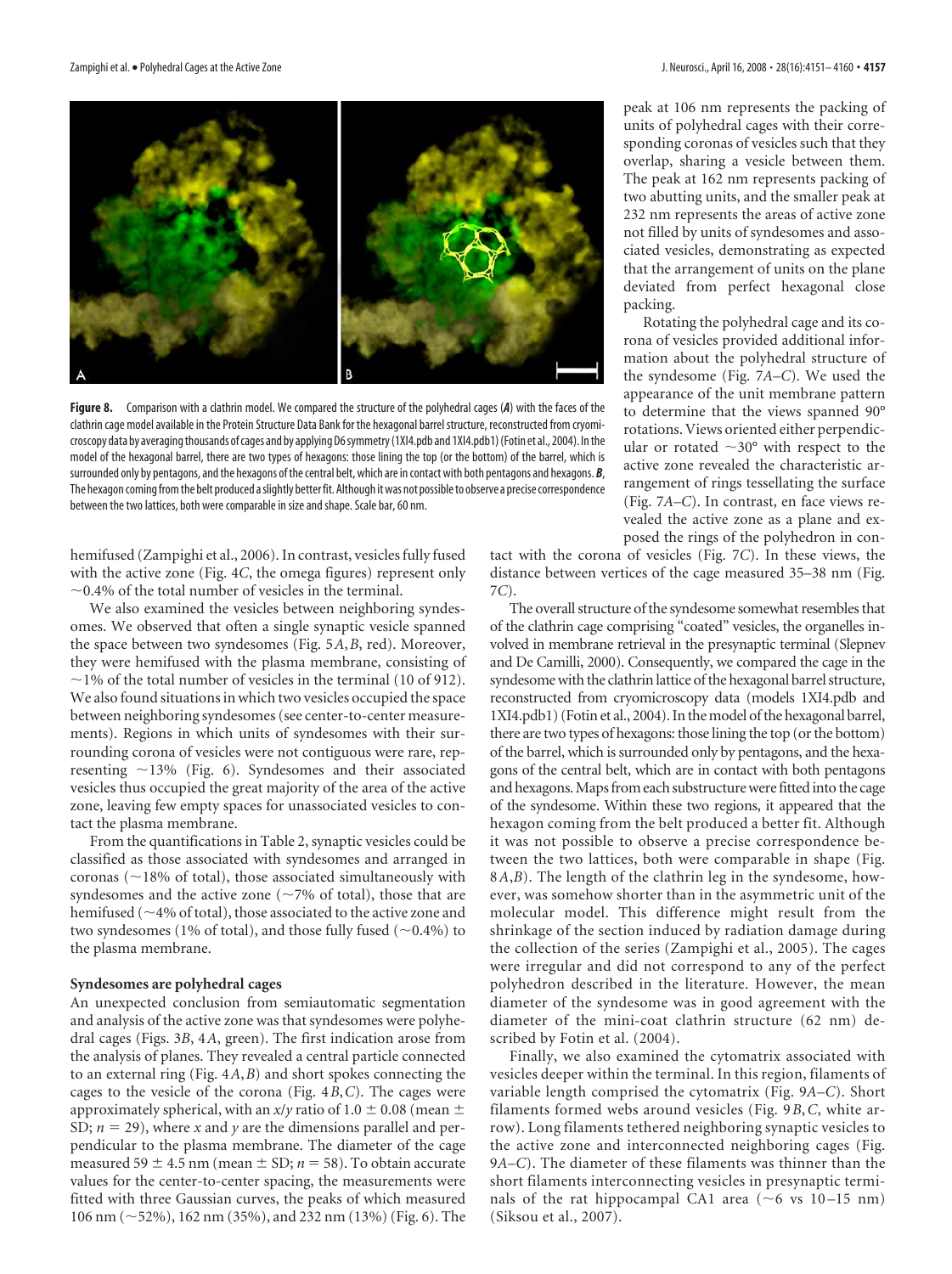**Figure 8.** Comparison with a clathrin model. We compared the structure of the polyhedral cages (***A***) with the faces of the clathrin cage model available in the Protein Structure Data Bank for the hexagonal barrel structure, reconstructed from cryomicroscopy data by averaging thousands of cages and by applying D6 symmetry (1XI4.pdb and 1XI4.pdb1) (Fotin et al., 2004). In the model of the hexagonal barrel, there are two types of hexagons: those lining the top (or the bottom) of the barrel, which is surrounded only by pentagons, and the hexagons of the central belt, which are in contact with both pentagons and hexagons. ***B***, The hexagon coming from the belt produced a slightly better fit. Although it was not possible to observe a precise correspondence between the two lattices, both were comparable in size and shape. Scale bar, 60 nm.

hemifused (Zampighi et al., 2006). In contrast, vesicles fully fused with the active zone (Fig. 4*C*, the omega figures) represent only ~0.4% of the total number of vesicles in the terminal.

We also examined the vesicles between neighboring syndesomes. We observed that often a single synaptic vesicle spanned the space between two syndesomes (Fig. 5*A*,*B*, red). Moreover, they were hemifused with the plasma membrane, consisting of ~1% of the total number of vesicles in the terminal (10 of 912). We also found situations in which two vesicles occupied the space between neighboring syndesomes (see center-to-center measurements). Regions in which units of syndesomes with their surrounding corona of vesicles were not contiguous were rare, representing ~13% (Fig. 6). Syndesomes and their associated vesicles thus occupied the great majority of the area of the active zone, leaving few empty spaces for unassociated vesicles to contact the plasma membrane.

From the quantifications in Table 2, synaptic vesicles could be classified as those associated with syndesomes and arranged in coronas (~18% of total), those associated simultaneously with syndesomes and the active zone (~7% of total), those that are hemifused (~4% of total), those associated to the active zone and two syndesomes (1% of total), and those fully fused (~0.4%) to the plasma membrane.

### Syndesomes are polyhedral cages

An unexpected conclusion from semiautomatic segmentation and analysis of the active zone was that syndesomes were polyhedral cages (Figs. 3*B*, 4*A*, green). The first indication arose from the analysis of planes. They revealed a central particle connected to an external ring (Fig. 4*A*,*B*) and short spokes connecting the cages to the vesicle of the corona (Fig. 4*B*,*C*). The cages were approximately spherical, with an $x/y$ ratio of $1.0 \pm 0.08$ (mean ± SD; $n = 29$), where $x$ and $y$ are the dimensions parallel and perpendicular to the plasma membrane. The diameter of the cage measured $59 \pm 4.5$ nm (mean ± SD; $n = 58$). To obtain accurate values for the center-to-center spacing, the measurements were fitted with three Gaussian curves, the peaks of which measured 106 nm (~52%), 162 nm (35%), and 232 nm (13%) (Fig. 6). The peak at 106 nm represents the packing of units of polyhedral cages with their corresponding coronas of vesicles such that they overlap, sharing a vesicle between them. The peak at 162 nm represents packing of two abutting units, and the smaller peak at 232 nm represents the areas of active zone not filled by units of syndesomes and associated vesicles, demonstrating as expected that the arrangement of units on the plane deviated from perfect hexagonal close packing.

Rotating the polyhedral cage and its corona of vesicles provided additional information about the polyhedral structure of the syndesome (Fig. 7*A*–*C*). We used the appearance of the unit membrane pattern to determine that the views spanned 90° rotations. Views oriented either perpendicular or rotated ~30° with respect to the active zone revealed the characteristic arrangement of rings tessellating the surface (Fig. 7*A*–*C*). In contrast, en face views revealed the active zone as a plane and exposed the rings of the polyhedron in contact with the corona of vesicles (Fig. 7*C*). In these views, the distance between vertices of the cage measured 35–38 nm (Fig. 7*C*).

The overall structure of the syndesome somewhat resembles that of the clathrin cage comprising "coated" vesicles, the organelles involved in membrane retrieval in the presynaptic terminal (Slepnev and De Camilli, 2000). Consequently, we compared the cage in the syndesome with the clathrin lattice of the hexagonal barrel structure, reconstructed from cryomicroscopy data (models 1XI4.pdb and 1XI4.pdb1) (Fotin et al., 2004). In the model of the hexagonal barrel, there are two types of hexagons: those lining the top (or the bottom) of the barrel, which is surrounded only by pentagons, and the hexagons of the central belt, which are in contact with both pentagons and hexagons. Maps from each substructure were fitted into the cage of the syndesome. Within these two regions, it appeared that the hexagon coming from the belt produced a better fit. Although it was not possible to observe a precise correspondence between the two lattices, both were comparable in shape (Fig. 8*A*,*B*). The length of the clathrin leg in the syndesome, however, was somehow shorter than in the asymmetric unit of the molecular model. This difference might result from the shrinkage of the section induced by radiation damage during the collection of the series (Zampighi et al., 2005). The cages were irregular and did not correspond to any of the perfect polyhedron described in the literature. However, the mean diameter of the syndesome was in good agreement with the diameter of the mini-coat clathrin structure (62 nm) described by Fotin et al. (2004).

Finally, we also examined the cytomatrix associated with vesicles deeper within the terminal. In this region, filaments of variable length comprised the cytomatrix (Fig. 9*A*–*C*). Short filaments formed webs around vesicles (Fig. 9*B*,*C*, white arrow). Long filaments tethered neighboring synaptic vesicles to the active zone and interconnected neighboring cages (Fig. 9*A*–*C*). The diameter of these filaments was thinner than the short filaments interconnecting vesicles in presynaptic terminals of the rat hippocampal CA1 area (~6 vs 10–15 nm) (Siksou et al., 2007).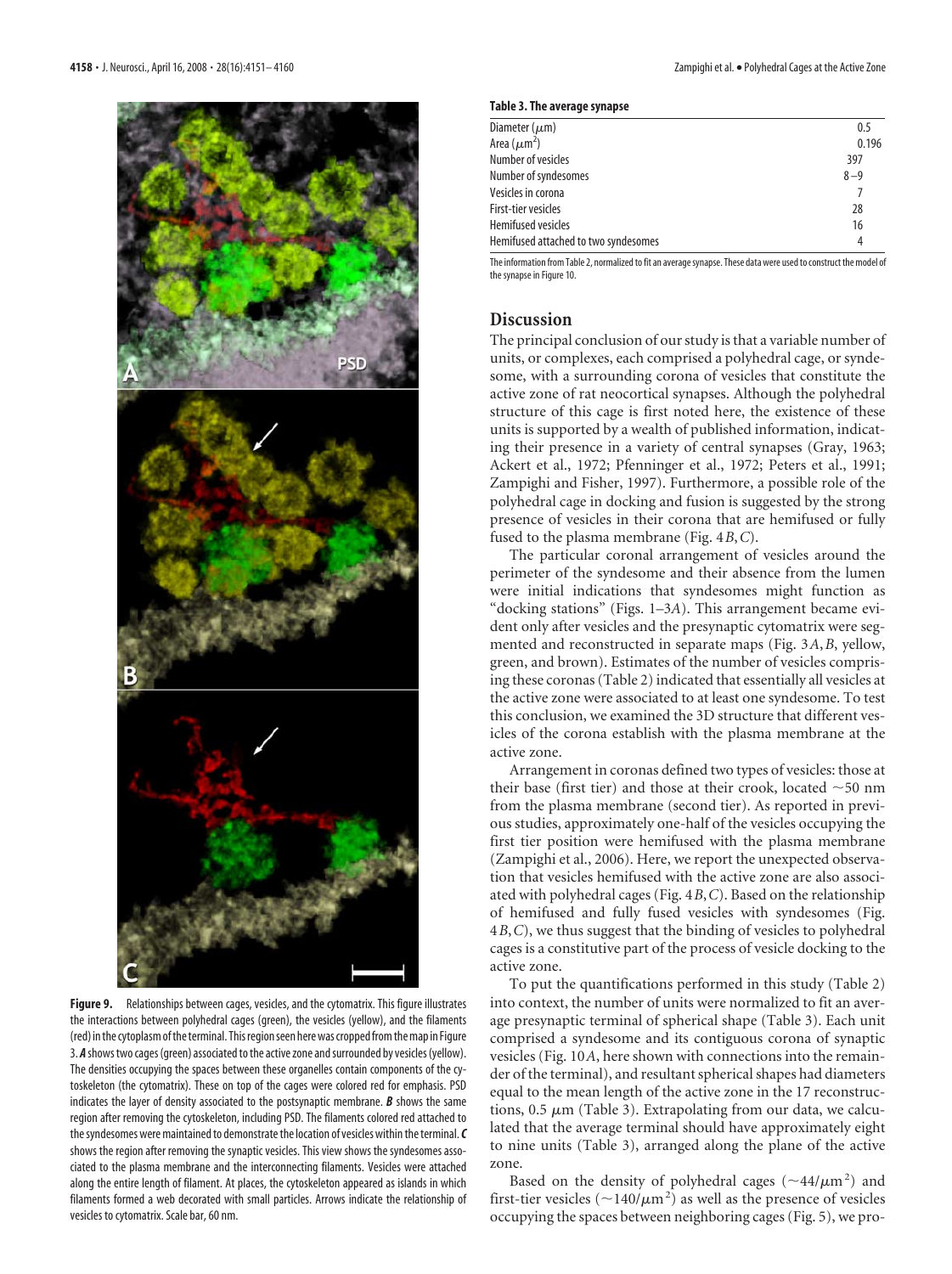**Figure 9.** Relationships between cages, vesicles, and the cytomatrix. This figure illustrates the interactions between polyhedral cages (green), the vesicles (yellow), and the filaments (red) in the cytoplasm of the terminal. This region seen here was cropped from the map in Figure 3. ***A*** shows two cages (green) associated to the active zone and surrounded by vesicles (yellow). The densities occupying the spaces between these organelles contain components of the cytoskeleton (the cytomatrix). These on top of the cages were colored red for emphasis. PSD indicates the layer of density associated to the postsynaptic membrane. ***B*** shows the same region after removing the cytoskeleton, including PSD. The filaments colored red attached to the syndesomes were maintained to demonstrate the location of vesicles within the terminal. ***C*** shows the region after removing the synaptic vesicles. This view shows the syndesomes associated to the plasma membrane and the interconnecting filaments. Vesicles were attached along the entire length of filament. At places, the cytoskeleton appeared as islands in which filaments formed a web decorated with small particles. Arrows indicate the relationship of vesicles to cytomatrix. Scale bar, 60 nm.

**Table 3. The average synapse**

| | |
|---|---|
| Diameter (μm) | 0.5 |
| Area (μm$^2$) | 0.196 |
| Number of vesicles | 397 |
| Number of syndesomes | 8–9 |
| Vesicles in corona | 7 |
| First-tier vesicles | 28 |
| Hemifused vesicles | 16 |
| Hemifused attached to two syndesomes | 4 |

The information from Table 2, normalized to fit an average synapse. These data were used to construct the model of the synapse in Figure 10.

## Discussion

The principal conclusion of our study is that a variable number of units, or complexes, each comprised a polyhedral cage, or syndesome, with a surrounding corona of vesicles that constitute the active zone of rat neocortical synapses. Although the polyhedral structure of this cage is first noted here, the existence of these units is supported by a wealth of published information, indicating their presence in a variety of central synapses (Gray, 1963; Ackert et al., 1972; Pfenninger et al., 1972; Peters et al., 1991; Zampighi and Fisher, 1997). Furthermore, a possible role of the polyhedral cage in docking and fusion is suggested by the strong presence of vesicles in their corona that are hemifused or fully fused to the plasma membrane (Fig. 4*B*,*C*).

The particular coronal arrangement of vesicles around the perimeter of the syndesome and their absence from the lumen were initial indications that syndesomes might function as "docking stations" (Figs. 1–3*A*). This arrangement became evident only after vesicles and the presynaptic cytomatrix were segmented and reconstructed in separate maps (Fig. 3*A*,*B*, yellow, green, and brown). Estimates of the number of vesicles comprising these coronas (Table 2) indicated that essentially all vesicles at the active zone were associated to at least one syndesome. To test this conclusion, we examined the 3D structure that different vesicles of the corona establish with the plasma membrane at the active zone.

Arrangement in coronas defined two types of vesicles: those at their base (first tier) and those at their crook, located ~50 nm from the plasma membrane (second tier). As reported in previous studies, approximately one-half of the vesicles occupying the first tier position were hemifused with the plasma membrane (Zampighi et al., 2006). Here, we report the unexpected observation that vesicles hemifused with the active zone are also associated with polyhedral cages (Fig. 4*B*,*C*). Based on the relationship of hemifused and fully fused vesicles with syndesomes (Fig. 4*B*,*C*), we thus suggest that the binding of vesicles to polyhedral cages is a constitutive part of the process of vesicle docking to the active zone.

To put the quantifications performed in this study (Table 2) into context, the number of units were normalized to fit an average presynaptic terminal of spherical shape (Table 3). Each unit comprised a syndesome and its contiguous corona of synaptic vesicles (Fig. 10*A*, here shown with connections into the remainder of the terminal), and resultant spherical shapes had diameters equal to the mean length of the active zone in the 17 reconstructions, 0.5 μm (Table 3). Extrapolating from our data, we calculated that the average terminal should have approximately eight to nine units (Table 3), arranged along the plane of the active zone.

Based on the density of polyhedral cages (~44/μm$^2$) and first-tier vesicles (~140/μm$^2$) as well as the presence of vesicles occupying the spaces between neighboring cages (Fig. 5), we pro-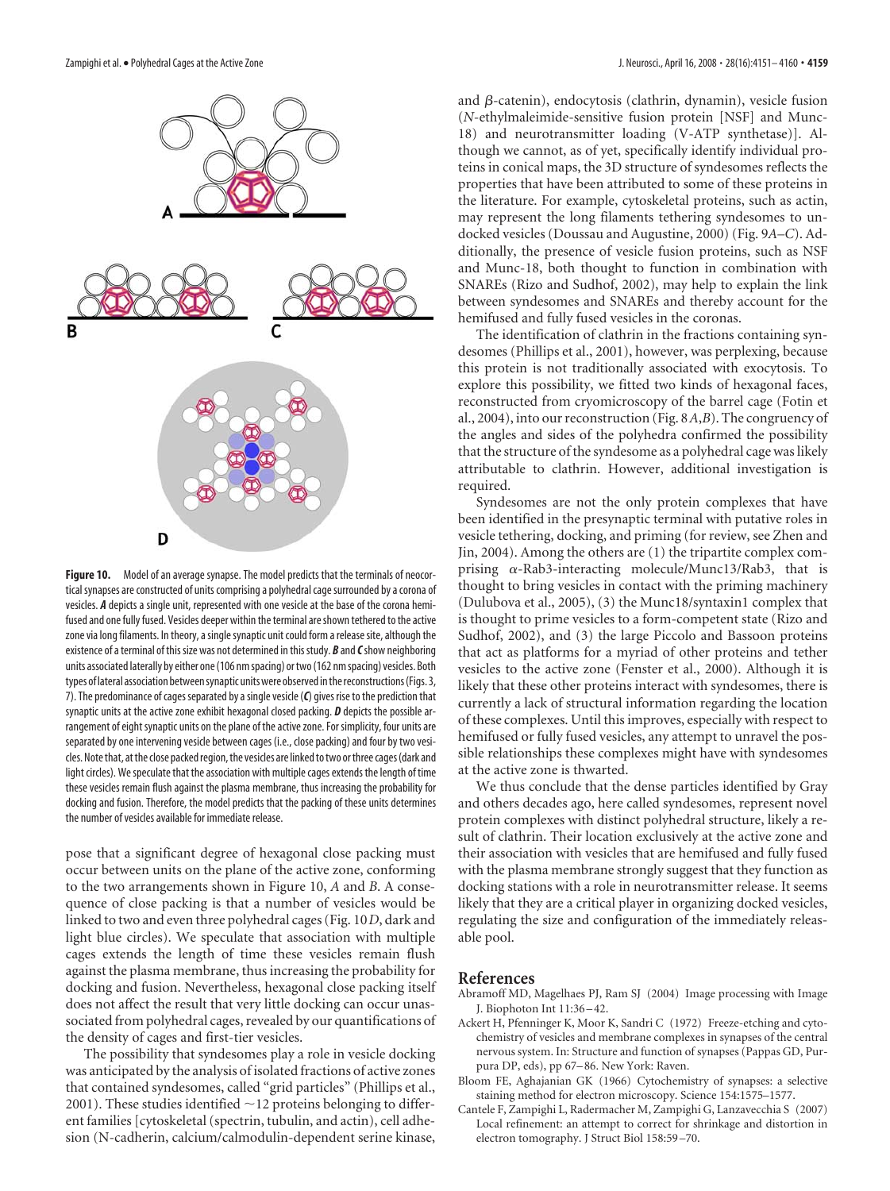A

B

C

D

**Figure 10.** Model of an average synapse. The model predicts that the terminals of neocortical synapses are constructed of units comprising a polyhedral cage surrounded by a corona of vesicles. ***A*** depicts a single unit, represented with one vesicle at the base of the corona hemifused and one fully fused. Vesicles deeper within the terminal are shown tethered to the active zone via long filaments. In theory, a single synaptic unit could form a release site, although the existence of a terminal of this size was not determined in this study. ***B*** and ***C*** show neighboring units associated laterally by either one (106 nm spacing) or two (162 nm spacing) vesicles. Both types of lateral association between synaptic units were observed in the reconstructions (Figs. 3, 7). The predominance of cages separated by a single vesicle (***C***) gives rise to the prediction that synaptic units at the active zone exhibit hexagonal closed packing. ***D*** depicts the possible arrangement of eight synaptic units on the plane of the active zone. For simplicity, four units are separated by one intervening vesicle between cages (i.e., close packing) and four by two vesicles. Note that, at the close packed region, the vesicles are linked to two or three cages (dark and light circles). We speculate that the association with multiple cages extends the length of time these vesicles remain flush against the plasma membrane, thus increasing the probability for docking and fusion. Therefore, the model predicts that the packing of these units determines the number of vesicles available for immediate release.

pose that a significant degree of hexagonal close packing must occur between units on the plane of the active zone, conforming to the two arrangements shown in Figure 10, *A* and *B*. A consequence of close packing is that a number of vesicles would be linked to two and even three polyhedral cages (Fig. 10*D*, dark and light blue circles). We speculate that association with multiple cages extends the length of time these vesicles remain flush against the plasma membrane, thus increasing the probability for docking and fusion. Nevertheless, hexagonal close packing itself does not affect the result that very little docking can occur unassociated from polyhedral cages, revealed by our quantifications of the density of cages and first-tier vesicles.

The possibility that syndesomes play a role in vesicle docking was anticipated by the analysis of isolated fractions of active zones that contained syndesomes, called "grid particles" (Phillips et al., 2001). These studies identified ~12 proteins belonging to different families [cytoskeletal (spectrin, tubulin, and actin), cell adhesion (N-cadherin, calcium/calmodulin-dependent serine kinase, and β-catenin), endocytosis (clathrin, dynamin), vesicle fusion (*N*-ethylmaleimide-sensitive fusion protein [NSF] and Munc-18) and neurotransmitter loading (V-ATP synthetase)]. Although we cannot, as of yet, specifically identify individual proteins in conical maps, the 3D structure of syndesomes reflects the properties that have been attributed to some of these proteins in the literature. For example, cytoskeletal proteins, such as actin, may represent the long filaments tethering syndesomes to undocked vesicles (Doussau and Augustine, 2000) (Fig. 9*A–C*). Additionally, the presence of vesicle fusion proteins, such as NSF and Munc-18, both thought to function in combination with SNAREs (Rizo and Sudhof, 2002), may help to explain the link between syndesomes and SNAREs and thereby account for the hemifused and fully fused vesicles in the coronas.

The identification of clathrin in the fractions containing syndesomes (Phillips et al., 2001), however, was perplexing, because this protein is not traditionally associated with exocytosis. To explore this possibility, we fitted two kinds of hexagonal faces, reconstructed from cryomicroscopy of the barrel cage (Fotin et al., 2004), into our reconstruction (Fig. 8*A*,*B*). The congruency of the angles and sides of the polyhedra confirmed the possibility that the structure of the syndesome as a polyhedral cage was likely attributable to clathrin. However, additional investigation is required.

Syndesomes are not the only protein complexes that have been identified in the presynaptic terminal with putative roles in vesicle tethering, docking, and priming (for review, see Zhen and Jin, 2004). Among the others are (1) the tripartite complex comprising α-Rab3-interacting molecule/Munc13/Rab3, that is thought to bring vesicles in contact with the priming machinery (Dulubova et al., 2005), (3) the Munc18/syntaxin1 complex that is thought to prime vesicles to a form-competent state (Rizo and Sudhof, 2002), and (3) the large Piccolo and Bassoon proteins that act as platforms for a myriad of other proteins and tether vesicles to the active zone (Fenster et al., 2000). Although it is likely that these other proteins interact with syndesomes, there is currently a lack of structural information regarding the location of these complexes. Until this improves, especially with respect to hemifused or fully fused vesicles, any attempt to unravel the possible relationships these complexes might have with syndesomes at the active zone is thwarted.

We thus conclude that the dense particles identified by Gray and others decades ago, here called syndesomes, represent novel protein complexes with distinct polyhedral structure, likely a result of clathrin. Their location exclusively at the active zone and their association with vesicles that are hemifused and fully fused with the plasma membrane strongly suggest that they function as docking stations with a role in neurotransmitter release. It seems likely that they are a critical player in organizing docked vesicles, regulating the size and configuration of the immediately releasable pool.

## References

Abramoff MD, Magelhaes PJ, Ram SJ (2004) Image processing with Image J. Biophoton Int 11:36–42.

Ackert H, Pfenninger K, Moor K, Sandri C (1972) Freeze-etching and cytochemistry of vesicles and membrane complexes in synapses of the central nervous system. In: Structure and function of synapses (Pappas GD, Purpura DP, eds), pp 67–86. New York: Raven.

Bloom FE, Aghajanian GK (1966) Cytochemistry of synapses: a selective staining method for electron microscopy. Science 154:1575–1577.

Cantele F, Zampighi L, Radermacher M, Zampighi G, Lanzavecchia S (2007) Local refinement: an attempt to correct for shrinkage and distortion in electron tomography. J Struct Biol 158:59–70.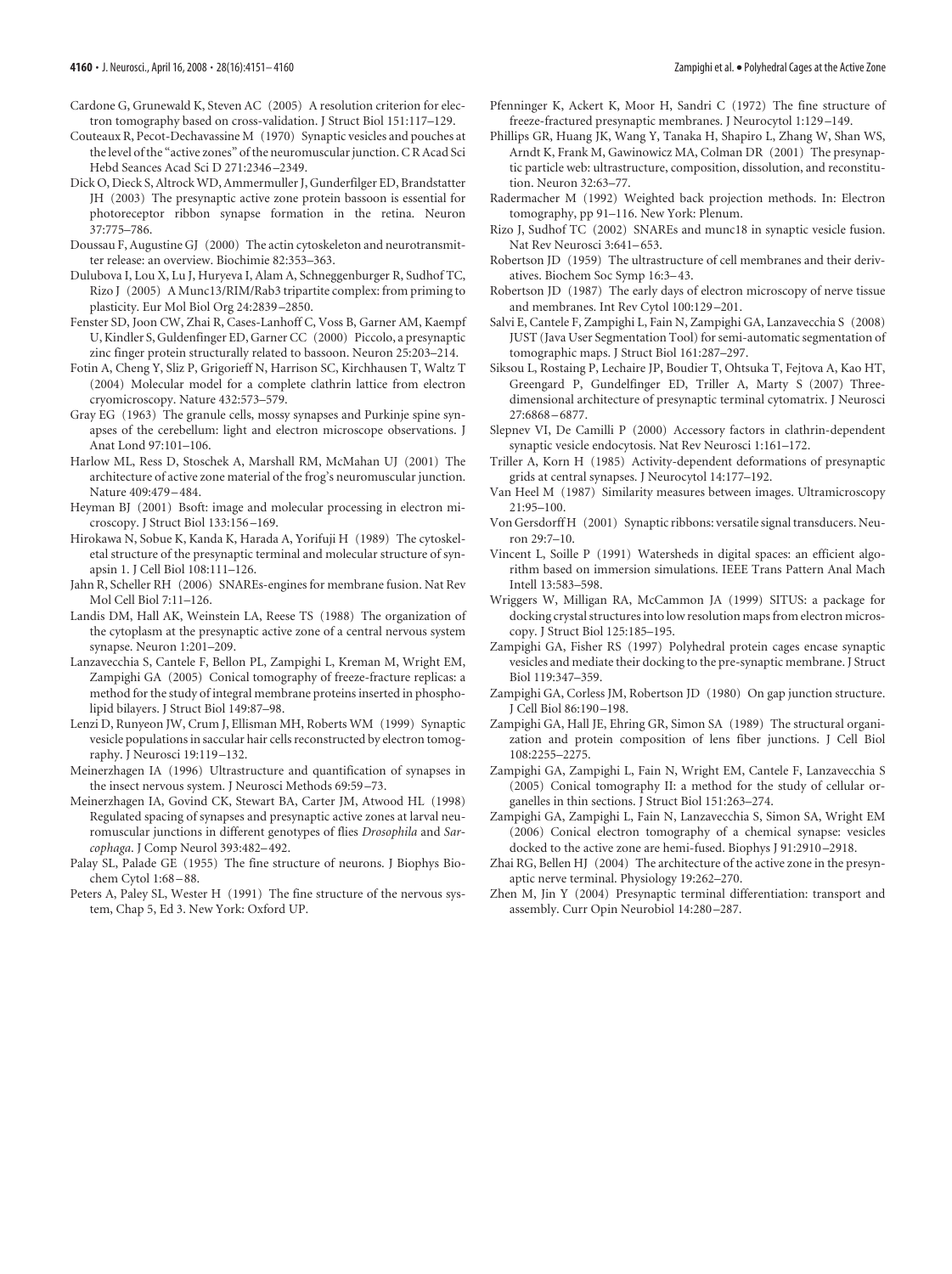Cardone G, Grunewald K, Steven AC (2005) A resolution criterion for electron tomography based on cross-validation. J Struct Biol 151:117–129.

Couteaux R, Pecot-Dechavassine M (1970) Synaptic vesicles and pouches at the level of the "active zones" of the neuromuscular junction. C R Acad Sci Hebd Seances Acad Sci D 271:2346–2349.

Dick O, Dieck S, Altrock WD, Ammermuller J, Gunderfilger ED, Brandstatter JH (2003) The presynaptic active zone protein bassoon is essential for photoreceptor ribbon synapse formation in the retina. Neuron 37:775–786.

Doussau F, Augustine GJ (2000) The actin cytoskeleton and neurotransmitter release: an overview. Biochimie 82:353–363.

Dulubova I, Lou X, Lu J, Huryeva I, Alam A, Schneggenburger R, Sudhof TC, Rizo J (2005) A Munc13/RIM/Rab3 tripartite complex: from priming to plasticity. Eur Mol Biol Org 24:2839–2850.

Fenster SD, Joon CW, Zhai R, Cases-Lanhoff C, Voss B, Garner AM, Kaempf U, Kindler S, Guldenfinger ED, Garner CC (2000) Piccolo, a presynaptic zinc finger protein structurally related to bassoon. Neuron 25:203–214.

Fotin A, Cheng Y, Sliz P, Grigorieff N, Harrison SC, Kirchhausen T, Waltz T (2004) Molecular model for a complete clathrin lattice from electron cryomicroscopy. Nature 432:573–579.

Gray EG (1963) The granule cells, mossy synapses and Purkinje spine synapses of the cerebellum: light and electron microscope observations. J Anat Lond 97:101–106.

Harlow ML, Ress D, Stoschek A, Marshall RM, McMahan UJ (2001) The architecture of active zone material of the frog's neuromuscular junction. Nature 409:479–484.

Heyman BJ (2001) Bsoft: image and molecular processing in electron microscopy. J Struct Biol 133:156–169.

Hirokawa N, Sobue K, Kanda K, Harada A, Yorifuji H (1989) The cytoskeletal structure of the presynaptic terminal and molecular structure of synapsin 1. J Cell Biol 108:111–126.

Jahn R, Scheller RH (2006) SNAREs-engines for membrane fusion. Nat Rev Mol Cell Biol 7:11–126.

Landis DM, Hall AK, Weinstein LA, Reese TS (1988) The organization of the cytoplasm at the presynaptic active zone of a central nervous system synapse. Neuron 1:201–209.

Lanzavecchia S, Cantele F, Bellon PL, Zampighi L, Kreman M, Wright EM, Zampighi GA (2005) Conical tomography of freeze-fracture replicas: a method for the study of integral membrane proteins inserted in phospholipid bilayers. J Struct Biol 149:87–98.

Lenzi D, Runyeon JW, Crum J, Ellisman MH, Roberts WM (1999) Synaptic vesicle populations in saccular hair cells reconstructed by electron tomography. J Neurosci 19:119–132.

Meinerzhagen IA (1996) Ultrastructure and quantification of synapses in the insect nervous system. J Neurosci Methods 69:59–73.

Meinerzhagen IA, Govind CK, Stewart BA, Carter JM, Atwood HL (1998) Regulated spacing of synapses and presynaptic active zones at larval neuromuscular junctions in different genotypes of flies *Drosophila* and *Sarcophaga*. J Comp Neurol 393:482–492.

Palay SL, Palade GE (1955) The fine structure of neurons. J Biophys Biochem Cytol 1:68–88.

Peters A, Paley SL, Wester H (1991) The fine structure of the nervous system, Chap 5, Ed 3. New York: Oxford UP.

Pfenninger K, Ackert K, Moor H, Sandri C (1972) The fine structure of freeze-fractured presynaptic membranes. J Neurocytol 1:129–149.

Phillips GR, Huang JK, Wang Y, Tanaka H, Shapiro L, Zhang W, Shan WS, Arndt K, Frank M, Gawinowicz MA, Colman DR (2001) The presynaptic particle web: ultrastructure, composition, dissolution, and reconstitution. Neuron 32:63–77.

Radermacher M (1992) Weighted back projection methods. In: Electron tomography, pp 91–116. New York: Plenum.

Rizo J, Sudhof TC (2002) SNAREs and munc18 in synaptic vesicle fusion. Nat Rev Neurosci 3:641–653.

Robertson JD (1959) The ultrastructure of cell membranes and their derivatives. Biochem Soc Symp 16:3–43.

Robertson JD (1987) The early days of electron microscopy of nerve tissue and membranes. Int Rev Cytol 100:129–201.

Salvi E, Cantele F, Zampighi L, Fain N, Zampighi GA, Lanzavecchia S (2008) JUST (Java User Segmentation Tool) for semi-automatic segmentation of tomographic maps. J Struct Biol 161:287–297.

Siksou L, Rostaing P, Lechaire JP, Boudier T, Ohtsuka T, Fejtova A, Kao HT, Greengard P, Gundelfinger ED, Triller A, Marty S (2007) Three-dimensional architecture of presynaptic terminal cytomatrix. J Neurosci 27:6868–6877.

Slepnev VI, De Camilli P (2000) Accessory factors in clathrin-dependent synaptic vesicle endocytosis. Nat Rev Neurosci 1:161–172.

Triller A, Korn H (1985) Activity-dependent deformations of presynaptic grids at central synapses. J Neurocytol 14:177–192.

Van Heel M (1987) Similarity measures between images. Ultramicroscopy 21:95–100.

Von Gersdorff H (2001) Synaptic ribbons: versatile signal transducers. Neuron 29:7–10.

Vincent L, Soille P (1991) Watersheds in digital spaces: an efficient algorithm based on immersion simulations. IEEE Trans Pattern Anal Mach Intell 13:583–598.

Wriggers W, Milligan RA, McCammon JA (1999) SITUS: a package for docking crystal structures into low resolution maps from electron microscopy. J Struct Biol 125:185–195.

Zampighi GA, Fisher RS (1997) Polyhedral protein cages encase synaptic vesicles and mediate their docking to the pre-synaptic membrane. J Struct Biol 119:347–359.

Zampighi GA, Corless JM, Robertson JD (1980) On gap junction structure. J Cell Biol 86:190–198.

Zampighi GA, Hall JE, Ehring GR, Simon SA (1989) The structural organization and protein composition of lens fiber junctions. J Cell Biol 108:2255–2275.

Zampighi GA, Zampighi L, Fain N, Wright EM, Cantele F, Lanzavecchia S (2005) Conical tomography II: a method for the study of cellular organelles in thin sections. J Struct Biol 151:263–274.

Zampighi GA, Zampighi L, Fain N, Lanzavecchia S, Simon SA, Wright EM (2006) Conical electron tomography of a chemical synapse: vesicles docked to the active zone are hemi-fused. Biophys J 91:2910–2918.

Zhai RG, Bellen HJ (2004) The architecture of the active zone in the presynaptic nerve terminal. Physiology 19:262–270.

Zhen M, Jin Y (2004) Presynaptic terminal differentiation: transport and assembly. Curr Opin Neurobiol 14:280–287.